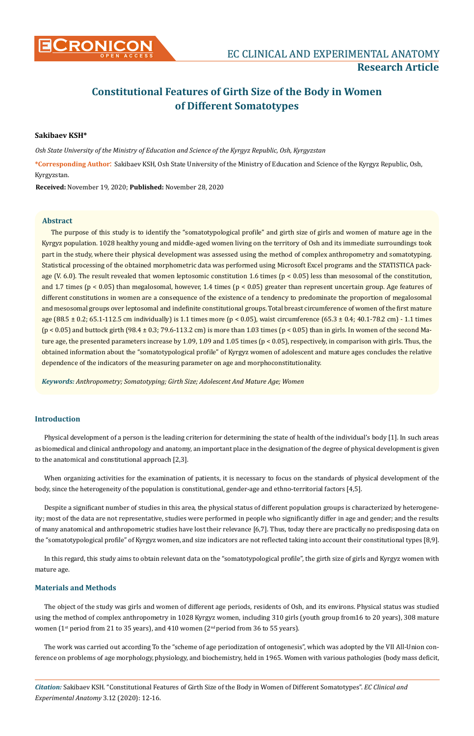# Constitutional Features of Girth Size of the Body in Women of Different Somatotypes

**Sakibaev KSH***

*Osh State University of the Ministry of Education and Science of the Kyrgyz Republic, Osh, Kyrgyzstan*

**\*Corresponding Author:** Sakibaev KSH, Osh State University of the Ministry of Education and Science of the Kyrgyz Republic, Osh, Kyrgyzstan.

**Received:** November 19, 2020; **Published:** November 28, 2020

## Abstract

The purpose of this study is to identify the "somatotypological profile" and girth size of girls and women of mature age in the Kyrgyz population. 1028 healthy young and middle-aged women living on the territory of Osh and its immediate surroundings took part in the study, where their physical development was assessed using the method of complex anthropometry and somatotyping. Statistical processing of the obtained morphometric data was performed using Microsoft Excel programs and the STATISTICA package (V. 6.0). The result revealed that women leptosomic constitution 1.6 times ($p < 0.05$) less than mesosomal of the constitution, and 1.7 times ($p < 0.05$) than megalosomal, however, 1.4 times ($p < 0.05$) greater than represent uncertain group. Age features of different constitutions in women are a consequence of the existence of a tendency to predominate the proportion of megalosomal and mesosomal groups over leptosomal and indefinite constitutional groups. Total breast circumference of women of the first mature age (88.5 ± 0.2; 65.1-112.5 cm individually) is 1.1 times more ($p < 0.05$), waist circumference (65.3 ± 0.4; 40.1-78.2 cm) - 1.1 times ($p < 0.05$) and buttock girth (98.4 ± 0.3; 79.6-113.2 cm) is more than 1.03 times ($p < 0.05$) than in girls. In women of the second Mature age, the presented parameters increase by 1.09, 1.09 and 1.05 times ($p < 0.05$), respectively, in comparison with girls. Thus, the obtained information about the "somatotypological profile" of Kyrgyz women of adolescent and mature ages concludes the relative dependence of the indicators of the measuring parameter on age and morphoconstitutionality.

***Keywords:*** *Anthropometry; Somatotyping; Girth Size; Adolescent And Mature Age; Women*

## Introduction

Physical development of a person is the leading criterion for determining the state of health of the individual's body [1]. In such areas as biomedical and clinical anthropology and anatomy, an important place in the designation of the degree of physical development is given to the anatomical and constitutional approach [2,3].

When organizing activities for the examination of patients, it is necessary to focus on the standards of physical development of the body, since the heterogeneity of the population is constitutional, gender-age and ethno-territorial factors [4,5].

Despite a significant number of studies in this area, the physical status of different population groups is characterized by heterogeneity; most of the data are not representative, studies were performed in people who significantly differ in age and gender; and the results of many anatomical and anthropometric studies have lost their relevance [6,7]. Thus, today there are practically no predisposing data on the "somatotypological profile" of Kyrgyz women, and size indicators are not reflected taking into account their constitutional types [8,9].

In this regard, this study aims to obtain relevant data on the "somatotypological profile", the girth size of girls and Kyrgyz women with mature age.

## Materials and Methods

The object of the study was girls and women of different age periods, residents of Osh, and its environs. Physical status was studied using the method of complex anthropometry in 1028 Kyrgyz women, including 310 girls (youth group from16 to 20 years), 308 mature women (1st period from 21 to 35 years), and 410 women (2nd period from 36 to 55 years).

The work was carried out according To the "scheme of age periodization of ontogenesis", which was adopted by the VII All-Union conference on problems of age morphology, physiology, and biochemistry, held in 1965. Women with various pathologies (body mass deficit,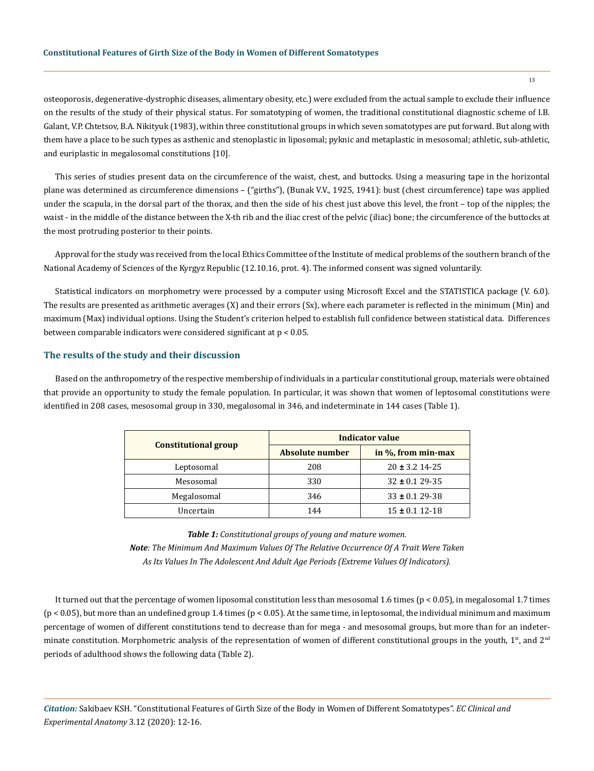osteoporosis, degenerative-dystrophic diseases, alimentary obesity, etc.) were excluded from the actual sample to exclude their influence on the results of the study of their physical status. For somatotyping of women, the traditional constitutional diagnostic scheme of I.B. Galant, V.P. Chtetsov, B.A. Nikityuk (1983), within three constitutional groups in which seven somatotypes are put forward. But along with them have a place to be such types as asthenic and stenoplastic in liposomal; pyknic and metaplastic in mesosomal; athletic, sub-athletic, and euriplastic in megalosomal constitutions [10].

This series of studies present data on the circumference of the waist, chest, and buttocks. Using a measuring tape in the horizontal plane was determined as circumference dimensions – ("girths"), (Bunak V.V., 1925, 1941): bust (chest circumference) tape was applied under the scapula, in the dorsal part of the thorax, and then the side of his chest just above this level, the front – top of the nipples; the waist - in the middle of the distance between the X-th rib and the iliac crest of the pelvic (iliac) bone; the circumference of the buttocks at the most protruding posterior to their points.

Approval for the study was received from the local Ethics Committee of the Institute of medical problems of the southern branch of the National Academy of Sciences of the Kyrgyz Republic (12.10.16, prot. 4). The informed consent was signed voluntarily.

Statistical indicators on morphometry were processed by a computer using Microsoft Excel and the STATISTICA package (V. 6.0). The results are presented as arithmetic averages (X) and their errors (Sx), where each parameter is reflected in the minimum (Min) and maximum (Max) individual options. Using the Student's criterion helped to establish full confidence between statistical data. Differences between comparable indicators were considered significant at $p < 0.05$.

## The results of the study and their discussion

Based on the anthropometry of the respective membership of individuals in a particular constitutional group, materials were obtained that provide an opportunity to study the female population. In particular, it was shown that women of leptosomal constitutions were identified in 208 cases, mesosomal group in 330, megalosomal in 346, and indeterminate in 144 cases (Table 1).

| Constitutional group | Indicator value | |
|---|---|---|
| | Absolute number | in %, from min-max |
| Leptosomal | 208 | 20 ± 3.2 14-25 |
| Mesosomal | 330 | 32 ± 0.1 29-35 |
| Megalosomal | 346 | 33 ± 0.1 29-38 |
| Uncertain | 144 | 15 ± 0.1 12-18 |

***Table 1:*** *Constitutional groups of young and mature women.*

***Note****: The Minimum And Maximum Values Of The Relative Occurrence Of A Trait Were Taken As Its Values In The Adolescent And Adult Age Periods (Extreme Values Of Indicators).*

It turned out that the percentage of women liposomal constitution less than mesosomal 1.6 times ($p < 0.05$), in megalosomal 1.7 times ($p < 0.05$), but more than an undefined group 1.4 times ($p < 0.05$). At the same time, in leptosomal, the individual minimum and maximum percentage of women of different constitutions tend to decrease than for mega - and mesosomal groups, but more than for an indeterminate constitution. Morphometric analysis of the representation of women of different constitutional groups in the youth, 1st, and 2nd periods of adulthood shows the following data (Table 2).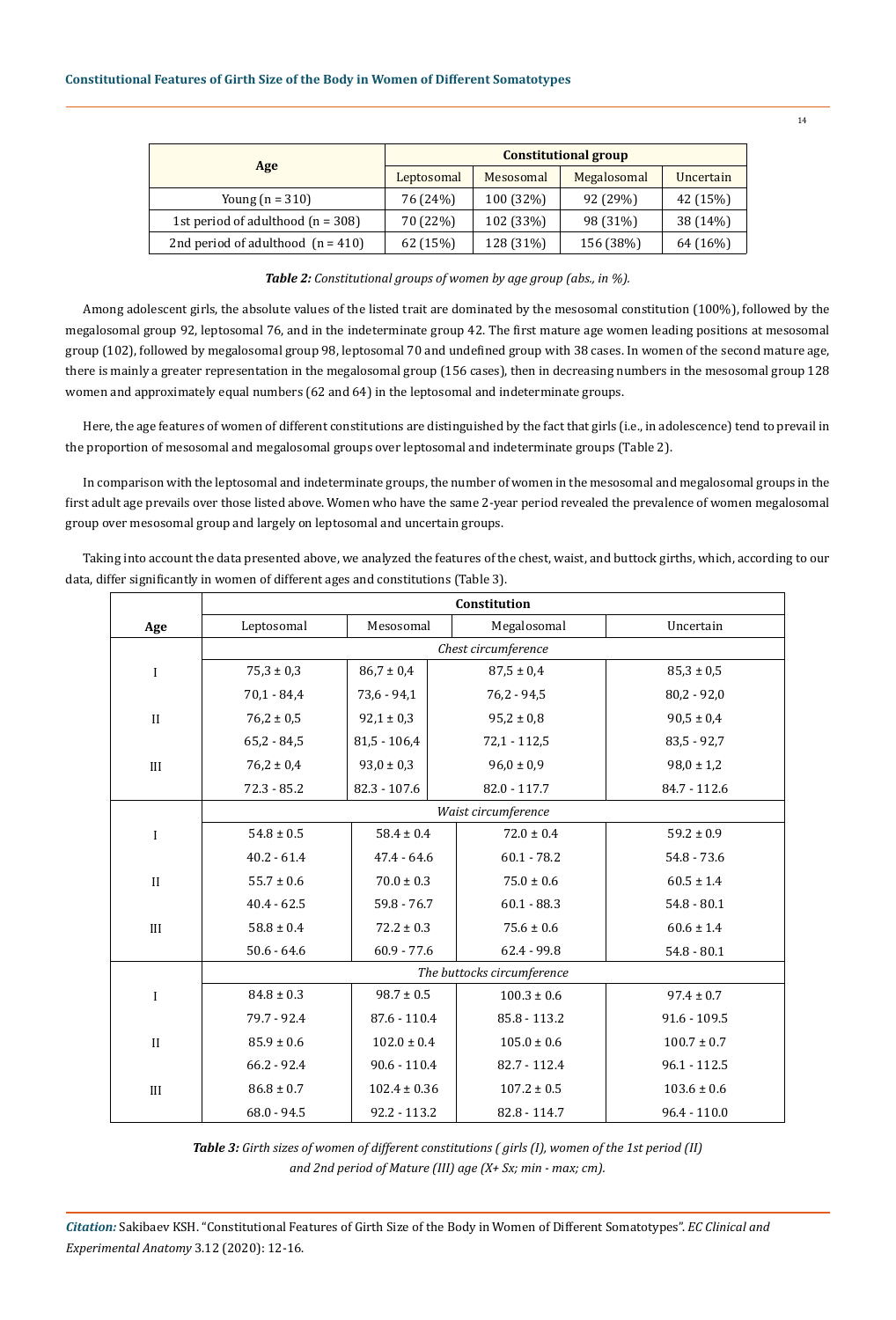| Age | Constitutional group | | | |
|---|---|---|---|---|
| | Leptosomal | Mesosomal | Megalosomal | Uncertain |
| Young (n = 310) | 76 (24%) | 100 (32%) | 92 (29%) | 42 (15%) |
| 1st period of adulthood (n = 308) | 70 (22%) | 102 (33%) | 98 (31%) | 38 (14%) |
| 2nd period of adulthood (n = 410) | 62 (15%) | 128 (31%) | 156 (38%) | 64 (16%) |

***Table 2:*** *Constitutional groups of women by age group (abs., in %).*

Among adolescent girls, the absolute values of the listed trait are dominated by the mesosomal constitution (100%), followed by the megalosomal group 92, leptosomal 76, and in the indeterminate group 42. The first mature age women leading positions at mesosomal group (102), followed by megalosomal group 98, leptosomal 70 and undefined group with 38 cases. In women of the second mature age, there is mainly a greater representation in the megalosomal group (156 cases), then in decreasing numbers in the mesosomal group 128 women and approximately equal numbers (62 and 64) in the leptosomal and indeterminate groups.

Here, the age features of women of different constitutions are distinguished by the fact that girls (i.e., in adolescence) tend to prevail in the proportion of mesosomal and megalosomal groups over leptosomal and indeterminate groups (Table 2).

In comparison with the leptosomal and indeterminate groups, the number of women in the mesosomal and megalosomal groups in the first adult age prevails over those listed above. Women who have the same 2-year period revealed the prevalence of women megalosomal group over mesosomal group and largely on leptosomal and uncertain groups.

Taking into account the data presented above, we analyzed the features of the chest, waist, and buttock girths, which, according to our data, differ significantly in women of different ages and constitutions (Table 3).

| Age | Constitution | | | |
|---|---|---|---|---|
| | Leptosomal | Mesosomal | Megalosomal | Uncertain |
| | *Chest circumference* | | | |
| I | 75,3 ± 0,3 | 86,7 ± 0,4 | 87,5 ± 0,4 | 85,3 ± 0,5 |
| | 70,1 - 84,4 | 73,6 - 94,1 | 76,2 - 94,5 | 80,2 - 92,0 |
| II | 76,2 ± 0,5 | 92,1 ± 0,3 | 95,2 ± 0,8 | 90,5 ± 0,4 |
| | 65,2 - 84,5 | 81,5 - 106,4 | 72,1 - 112,5 | 83,5 - 92,7 |
| III | 76,2 ± 0,4 | 93,0 ± 0,3 | 96,0 ± 0,9 | 98,0 ± 1,2 |
| | 72.3 - 85.2 | 82.3 - 107.6 | 82.0 - 117.7 | 84.7 - 112.6 |
| | *Waist circumference* | | | |
| I | 54.8 ± 0.5 | 58.4 ± 0.4 | 72.0 ± 0.4 | 59.2 ± 0.9 |
| | 40.2 - 61.4 | 47.4 - 64.6 | 60.1 - 78.2 | 54.8 - 73.6 |
| II | 55.7 ± 0.6 | 70.0 ± 0.3 | 75.0 ± 0.6 | 60.5 ± 1.4 |
| | 40.4 - 62.5 | 59.8 - 76.7 | 60.1 - 88.3 | 54.8 - 80.1 |
| III | 58.8 ± 0.4 | 72.2 ± 0.3 | 75.6 ± 0.6 | 60.6 ± 1.4 |
| | 50.6 - 64.6 | 60.9 - 77.6 | 62.4 - 99.8 | 54.8 - 80.1 |
| | *The buttocks circumference* | | | |
| I | 84.8 ± 0.3 | 98.7 ± 0.5 | 100.3 ± 0.6 | 97.4 ± 0.7 |
| | 79.7 - 92.4 | 87.6 - 110.4 | 85.8 - 113.2 | 91.6 - 109.5 |
| II | 85.9 ± 0.6 | 102.0 ± 0.4 | 105.0 ± 0.6 | 100.7 ± 0.7 |
| | 66.2 - 92.4 | 90.6 - 110.4 | 82.7 - 112.4 | 96.1 - 112.5 |
| III | 86.8 ± 0.7 | 102.4 ± 0.36 | 107.2 ± 0.5 | 103.6 ± 0.6 |
| | 68.0 - 94.5 | 92.2 - 113.2 | 82.8 - 114.7 | 96.4 - 110.0 |

***Table 3:*** *Girth sizes of women of different constitutions ( girls (I), women of the 1st period (II) and 2nd period of Mature (III) age (X+ Sx; min - max; cm).*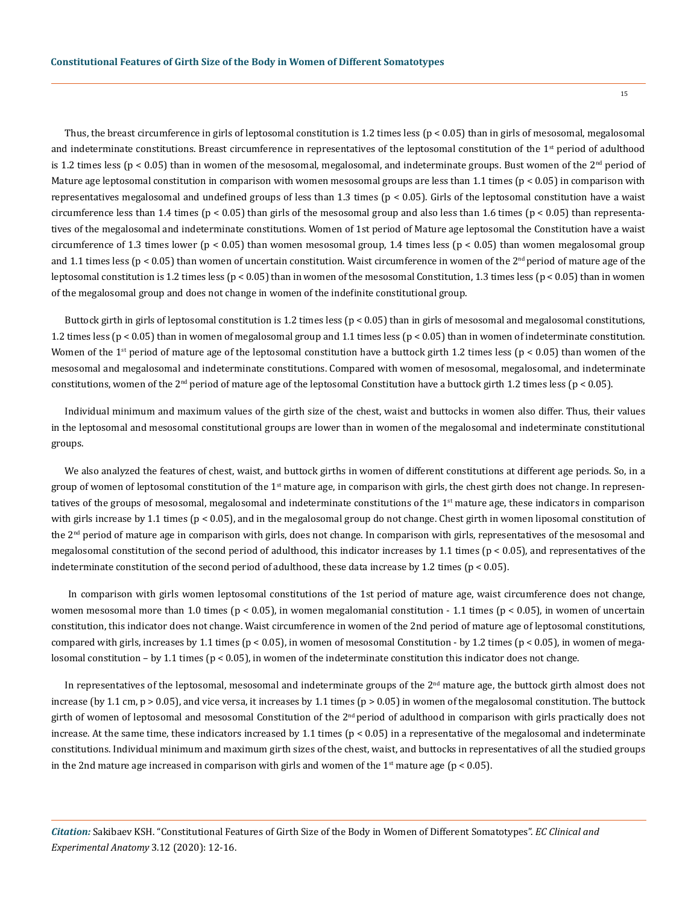Thus, the breast circumference in girls of leptosomal constitution is 1.2 times less ($p < 0.05$) than in girls of mesosomal, megalosomal and indeterminate constitutions. Breast circumference in representatives of the leptosomal constitution of the 1st period of adulthood is 1.2 times less ($p < 0.05$) than in women of the mesosomal, megalosomal, and indeterminate groups. Bust women of the 2nd period of Mature age leptosomal constitution in comparison with women mesosomal groups are less than 1.1 times ($p < 0.05$) in comparison with representatives megalosomal and undefined groups of less than 1.3 times ($p < 0.05$). Girls of the leptosomal constitution have a waist circumference less than 1.4 times ($p < 0.05$) than girls of the mesosomal group and also less than 1.6 times ($p < 0.05$) than representatives of the megalosomal and indeterminate constitutions. Women of 1st period of Mature age leptosomal the Constitution have a waist circumference of 1.3 times lower ($p < 0.05$) than women mesosomal group, 1.4 times less ($p < 0.05$) than women megalosomal group and 1.1 times less ($p < 0.05$) than women of uncertain constitution. Waist circumference in women of the 2nd period of mature age of the leptosomal constitution is 1.2 times less ($p < 0.05$) than in women of the mesosomal Constitution, 1.3 times less ($p < 0.05$) than in women of the megalosomal group and does not change in women of the indefinite constitutional group.

Buttock girth in girls of leptosomal constitution is 1.2 times less ($p < 0.05$) than in girls of mesosomal and megalosomal constitutions, 1.2 times less ($p < 0.05$) than in women of megalosomal group and 1.1 times less ($p < 0.05$) than in women of indeterminate constitution. Women of the 1st period of mature age of the leptosomal constitution have a buttock girth 1.2 times less ($p < 0.05$) than women of the mesosomal and megalosomal and indeterminate constitutions. Compared with women of mesosomal, megalosomal, and indeterminate constitutions, women of the 2nd period of mature age of the leptosomal Constitution have a buttock girth 1.2 times less ($p < 0.05$).

Individual minimum and maximum values of the girth size of the chest, waist and buttocks in women also differ. Thus, their values in the leptosomal and mesosomal constitutional groups are lower than in women of the megalosomal and indeterminate constitutional groups.

We also analyzed the features of chest, waist, and buttock girths in women of different constitutions at different age periods. So, in a group of women of leptosomal constitution of the 1st mature age, in comparison with girls, the chest girth does not change. In representatives of the groups of mesosomal, megalosomal and indeterminate constitutions of the 1st mature age, these indicators in comparison with girls increase by 1.1 times ($p < 0.05$), and in the megalosomal group do not change. Chest girth in women liposomal constitution of the 2nd period of mature age in comparison with girls, does not change. In comparison with girls, representatives of the mesosomal and megalosomal constitution of the second period of adulthood, this indicator increases by 1.1 times ($p < 0.05$), and representatives of the indeterminate constitution of the second period of adulthood, these data increase by 1.2 times ($p < 0.05$).

In comparison with girls women leptosomal constitutions of the 1st period of mature age, waist circumference does not change, women mesosomal more than 1.0 times ($p < 0.05$), in women megalomanial constitution - 1.1 times ($p < 0.05$), in women of uncertain constitution, this indicator does not change. Waist circumference in women of the 2nd period of mature age of leptosomal constitutions, compared with girls, increases by 1.1 times ($p < 0.05$), in women of mesosomal Constitution - by 1.2 times ($p < 0.05$), in women of megalosomal constitution – by 1.1 times ($p < 0.05$), in women of the indeterminate constitution this indicator does not change.

In representatives of the leptosomal, mesosomal and indeterminate groups of the 2nd mature age, the buttock girth almost does not increase (by 1.1 cm, $p > 0.05$), and vice versa, it increases by 1.1 times ($p > 0.05$) in women of the megalosomal constitution. The buttock girth of women of leptosomal and mesosomal Constitution of the 2nd period of adulthood in comparison with girls practically does not increase. At the same time, these indicators increased by 1.1 times ($p < 0.05$) in a representative of the megalosomal and indeterminate constitutions. Individual minimum and maximum girth sizes of the chest, waist, and buttocks in representatives of all the studied groups in the 2nd mature age increased in comparison with girls and women of the 1st mature age ($p < 0.05$).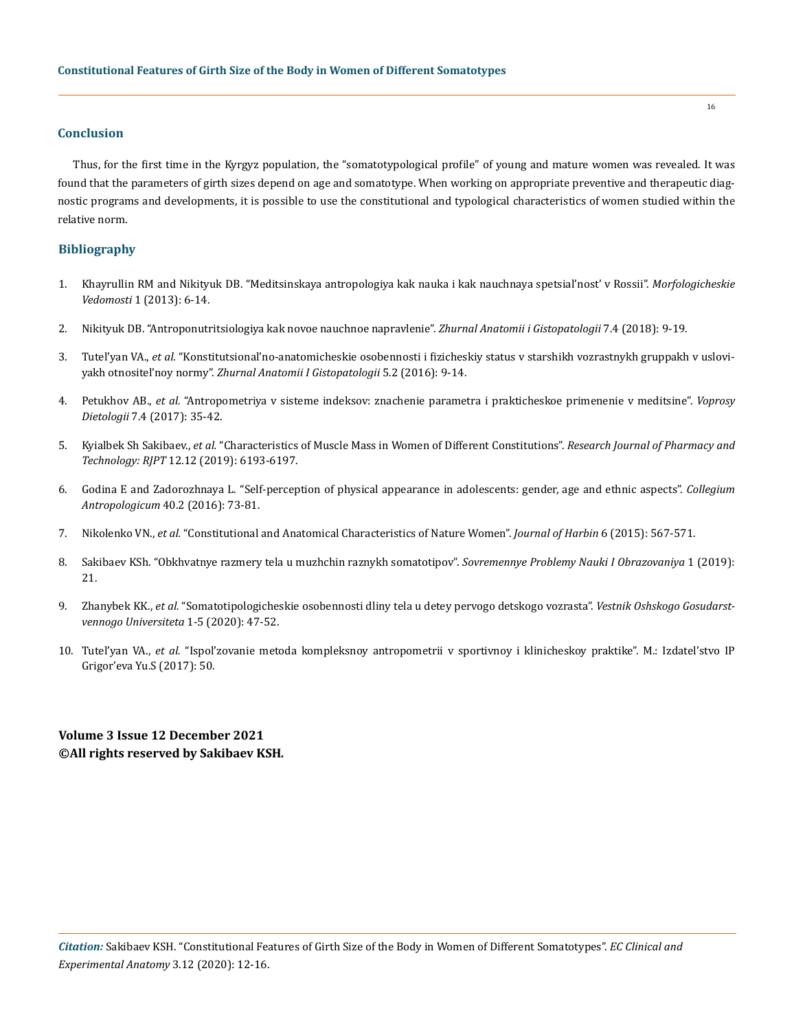## Conclusion

Thus, for the first time in the Kyrgyz population, the "somatotypological profile" of young and mature women was revealed. It was found that the parameters of girth sizes depend on age and somatotype. When working on appropriate preventive and therapeutic diagnostic programs and developments, it is possible to use the constitutional and typological characteristics of women studied within the relative norm.

## Bibliography

1. Khayrullin RM and Nikityuk DB. "Meditsinskaya antropologiya kak nauka i kak nauchnaya spetsial'nost' v Rossii". *Morfologicheskie Vedomosti* 1 (2013): 6-14.
2. Nikityuk DB. "Antroponutritsiologiya kak novoe nauchnoe napravlenie". *Zhurnal Anatomii i Gistopatologii* 7.4 (2018): 9-19.
3. Tutel'yan VA., *et al.* "Konstitutsional'no-anatomicheskie osobennosti i fizicheskiy status v starshikh vozrastnykh gruppakh v usloviyakh otnositel'noy normy". *Zhurnal Anatomii I Gistopatologii* 5.2 (2016): 9-14.
4. Petukhov AB., *et al.* "Antropometriya v sisteme indeksov: znachenie parametra i prakticheskoe primenenie v meditsine". *Voprosy Dietologii* 7.4 (2017): 35-42.
5. Kyialbek Sh Sakibaev., *et al.* "Characteristics of Muscle Mass in Women of Different Constitutions". *Research Journal of Pharmacy and Technology: RJPT* 12.12 (2019): 6193-6197.
6. Godina E and Zadorozhnaya L. "Self-perception of physical appearance in adolescents: gender, age and ethnic aspects". *Collegium Antropologicum* 40.2 (2016): 73-81.
7. Nikolenko VN., *et al.* "Constitutional and Anatomical Characteristics of Nature Women". *Journal of Harbin* 6 (2015): 567-571.
8. Sakibaev KSh. "Obkhvatnye razmery tela u muzhchin raznykh somatotipov". *Sovremennye Problemy Nauki I Obrazovaniya* 1 (2019): 21.
9. Zhanybek KK., *et al.* "Somatotipologicheskie osobennosti dliny tela u detey pervogo detskogo vozrasta". *Vestnik Oshskogo Gosudarstvennogo Universiteta* 1-5 (2020): 47-52.
10. Tutel'yan VA., *et al.* "Ispol'zovanie metoda kompleksnoy antropometrii v sportivnoy i klinicheskoy praktike". M.: Izdatel'stvo IP Grigor'eva Yu.S (2017): 50.

**Volume 3 Issue 12 December 2021**
**©All rights reserved by Sakibaev KSH.**